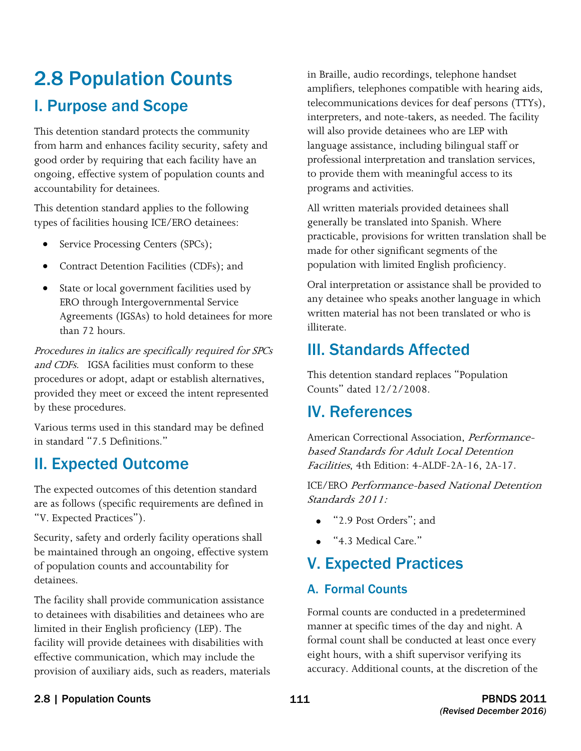# 2.8 Population Counts

## I. Purpose and Scope

This detention standard protects the community from harm and enhances facility security, safety and good order by requiring that each facility have an ongoing, effective system of population counts and accountability for detainees.

This detention standard applies to the following types of facilities housing ICE/ERO detainees:

- Service Processing Centers (SPCs);
- Contract Detention Facilities (CDFs); and
- State or local government facilities used by ERO through Intergovernmental Service Agreements (IGSAs) to hold detainees for more than 72 hours.

*Procedures in italics are specifically required for SPCs and CDFs.* IGSA facilities must conform to these procedures or adopt, adapt or establish alternatives, provided they meet or exceed the intent represented by these procedures.

Various terms used in this standard may be defined in standard "7.5 Definitions."

## II. Expected Outcome

The expected outcomes of this detention standard are as follows (specific requirements are defined in "V. Expected Practices").

Security, safety and orderly facility operations shall be maintained through an ongoing, effective system of population counts and accountability for detainees.

The facility shall provide communication assistance to detainees with disabilities and detainees who are limited in their English proficiency (LEP). The facility will provide detainees with disabilities with effective communication, which may include the provision of auxiliary aids, such as readers, materials in Braille, audio recordings, telephone handset amplifiers, telephones compatible with hearing aids, telecommunications devices for deaf persons (TTYs), interpreters, and note-takers, as needed. The facility will also provide detainees who are LEP with language assistance, including bilingual staff or professional interpretation and translation services, to provide them with meaningful access to its programs and activities.

All written materials provided detainees shall generally be translated into Spanish. Where practicable, provisions for written translation shall be made for other significant segments of the population with limited English proficiency.

Oral interpretation or assistance shall be provided to any detainee who speaks another language in which written material has not been translated or who is illiterate.

## III. Standards Affected

This detention standard replaces "Population Counts" dated 12/2/2008.

## IV. References

American Correctional Association, *Performance-based Standards for Adult Local Detention Facilities*, 4th Edition: 4-ALDF-2A-16, 2A-17.

ICE/ERO *Performance-based National Detention Standards 2011:*

- "2.9 Post Orders"; and
- "4.3 Medical Care."

## V. Expected Practices

### A. Formal Counts

Formal counts are conducted in a predetermined manner at specific times of the day and night. A formal count shall be conducted at least once every eight hours, with a shift supervisor verifying its accuracy. Additional counts, at the discretion of the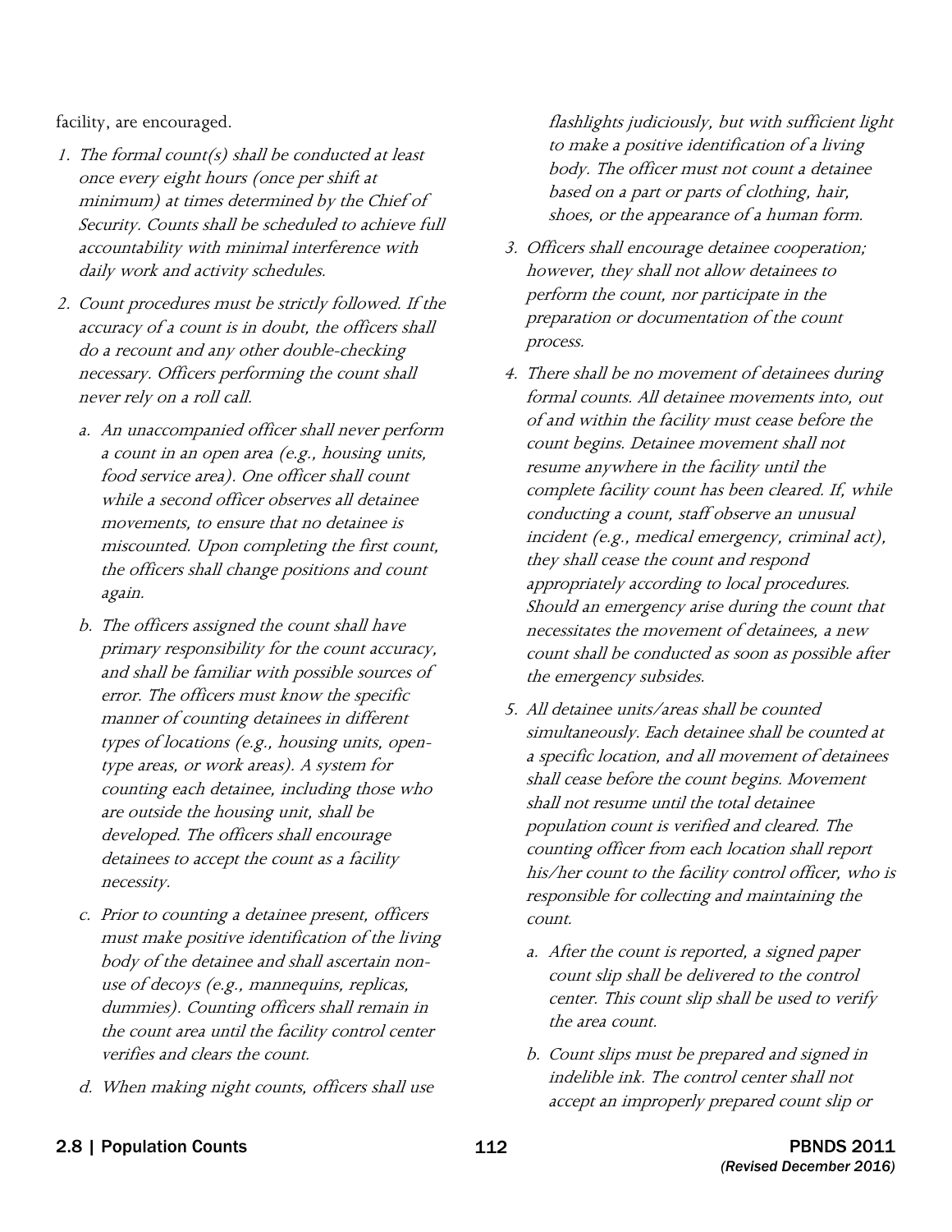facility, are encouraged.

1. *The formal count(s) shall be conducted at least once every eight hours (once per shift at minimum) at times determined by the Chief of Security. Counts shall be scheduled to achieve full accountability with minimal interference with daily work and activity schedules.*
2. *Count procedures must be strictly followed. If the accuracy of a count is in doubt, the officers shall do a recount and any other double-checking necessary. Officers performing the count shall never rely on a roll call.*
   a. *An unaccompanied officer shall never perform a count in an open area (e.g., housing units, food service area). One officer shall count while a second officer observes all detainee movements, to ensure that no detainee is miscounted. Upon completing the first count, the officers shall change positions and count again.*
   b. *The officers assigned the count shall have primary responsibility for the count accuracy, and shall be familiar with possible sources of error. The officers must know the specific manner of counting detainees in different types of locations (e.g., housing units, open-type areas, or work areas). A system for counting each detainee, including those who are outside the housing unit, shall be developed. The officers shall encourage detainees to accept the count as a facility necessity.*
   c. *Prior to counting a detainee present, officers must make positive identification of the living body of the detainee and shall ascertain non-use of decoys (e.g., mannequins, replicas, dummies). Counting officers shall remain in the count area until the facility control center verifies and clears the count.*
   d. *When making night counts, officers shall use flashlights judiciously, but with sufficient light to make a positive identification of a living body. The officer must not count a detainee based on a part or parts of clothing, hair, shoes, or the appearance of a human form.*
3. *Officers shall encourage detainee cooperation; however, they shall not allow detainees to perform the count, nor participate in the preparation or documentation of the count process.*
4. *There shall be no movement of detainees during formal counts. All detainee movements into, out of and within the facility must cease before the count begins. Detainee movement shall not resume anywhere in the facility until the complete facility count has been cleared. If, while conducting a count, staff observe an unusual incident (e.g., medical emergency, criminal act), they shall cease the count and respond appropriately according to local procedures. Should an emergency arise during the count that necessitates the movement of detainees, a new count shall be conducted as soon as possible after the emergency subsides.*
5. *All detainee units/areas shall be counted simultaneously. Each detainee shall be counted at a specific location, and all movement of detainees shall cease before the count begins. Movement shall not resume until the total detainee population count is verified and cleared. The counting officer from each location shall report his/her count to the facility control officer, who is responsible for collecting and maintaining the count.*
   a. *After the count is reported, a signed paper count slip shall be delivered to the control center. This count slip shall be used to verify the area count.*
   b. *Count slips must be prepared and signed in indelible ink. The control center shall not accept an improperly prepared count slip or*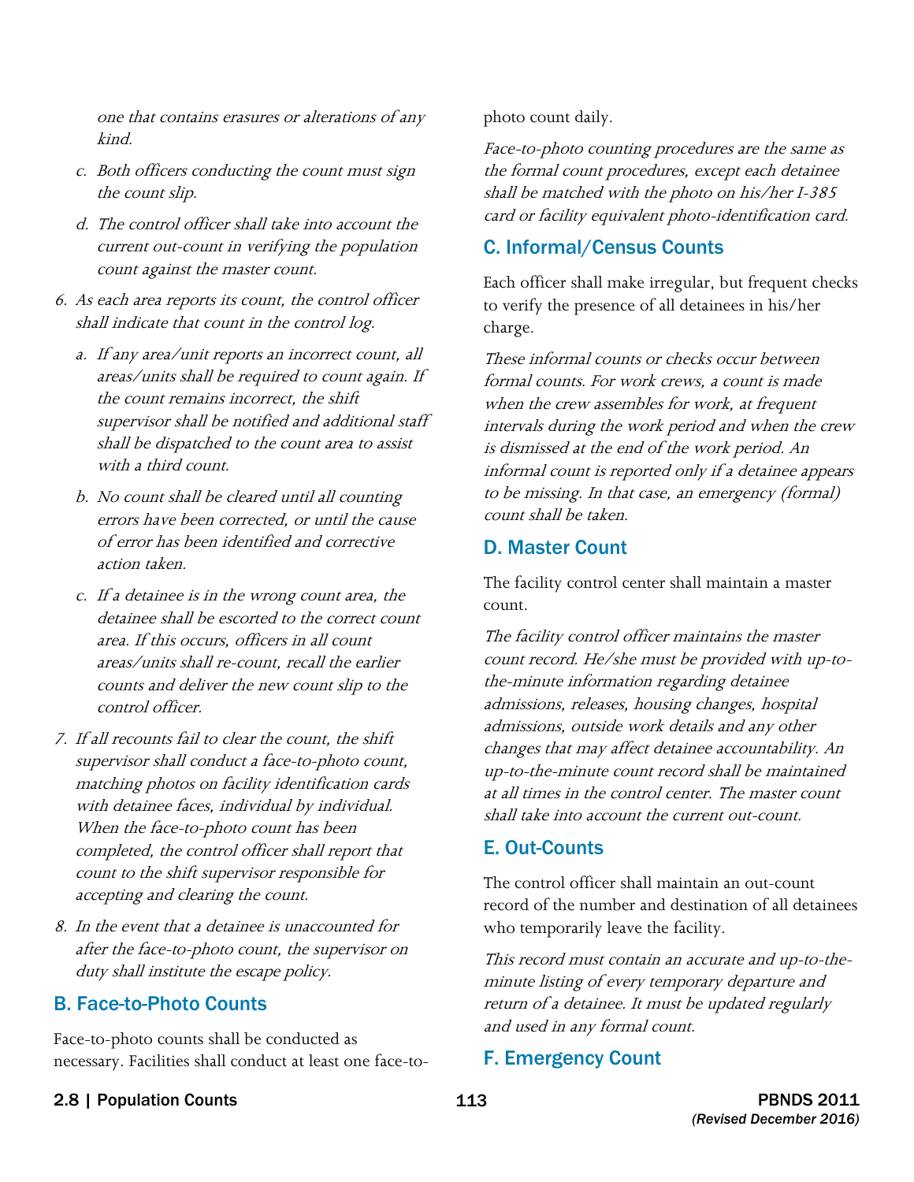*one that contains erasures or alterations of any kind.*

  c. *Both officers conducting the count must sign the count slip.*

  d. *The control officer shall take into account the current out-count in verifying the population count against the master count.*

6. *As each area reports its count, the control officer shall indicate that count in the control log.*

   a. *If any area/unit reports an incorrect count, all areas/units shall be required to count again. If the count remains incorrect, the shift supervisor shall be notified and additional staff shall be dispatched to the count area to assist with a third count.*

   b. *No count shall be cleared until all counting errors have been corrected, or until the cause of error has been identified and corrective action taken.*

   c. *If a detainee is in the wrong count area, the detainee shall be escorted to the correct count area. If this occurs, officers in all count areas/units shall re-count, recall the earlier counts and deliver the new count slip to the control officer.*

7. *If all recounts fail to clear the count, the shift supervisor shall conduct a face-to-photo count, matching photos on facility identification cards with detainee faces, individual by individual. When the face-to-photo count has been completed, the control officer shall report that count to the shift supervisor responsible for accepting and clearing the count.*

8. *In the event that a detainee is unaccounted for after the face-to-photo count, the supervisor on duty shall institute the escape policy.*

## B. Face-to-Photo Counts

Face-to-photo counts shall be conducted as necessary. Facilities shall conduct at least one face-to-photo count daily.

*Face-to-photo counting procedures are the same as the formal count procedures, except each detainee shall be matched with the photo on his/her I-385 card or facility equivalent photo-identification card.*

## C. Informal/Census Counts

Each officer shall make irregular, but frequent checks to verify the presence of all detainees in his/her charge.

*These informal counts or checks occur between formal counts. For work crews, a count is made when the crew assembles for work, at frequent intervals during the work period and when the crew is dismissed at the end of the work period. An informal count is reported only if a detainee appears to be missing. In that case, an emergency (formal) count shall be taken.*

## D. Master Count

The facility control center shall maintain a master count.

*The facility control officer maintains the master count record. He/she must be provided with up-to-the-minute information regarding detainee admissions, releases, housing changes, hospital admissions, outside work details and any other changes that may affect detainee accountability. An up-to-the-minute count record shall be maintained at all times in the control center. The master count shall take into account the current out-count.*

## E. Out-Counts

The control officer shall maintain an out-count record of the number and destination of all detainees who temporarily leave the facility.

*This record must contain an accurate and up-to-the-minute listing of every temporary departure and return of a detainee. It must be updated regularly and used in any formal count.*

## F. Emergency Count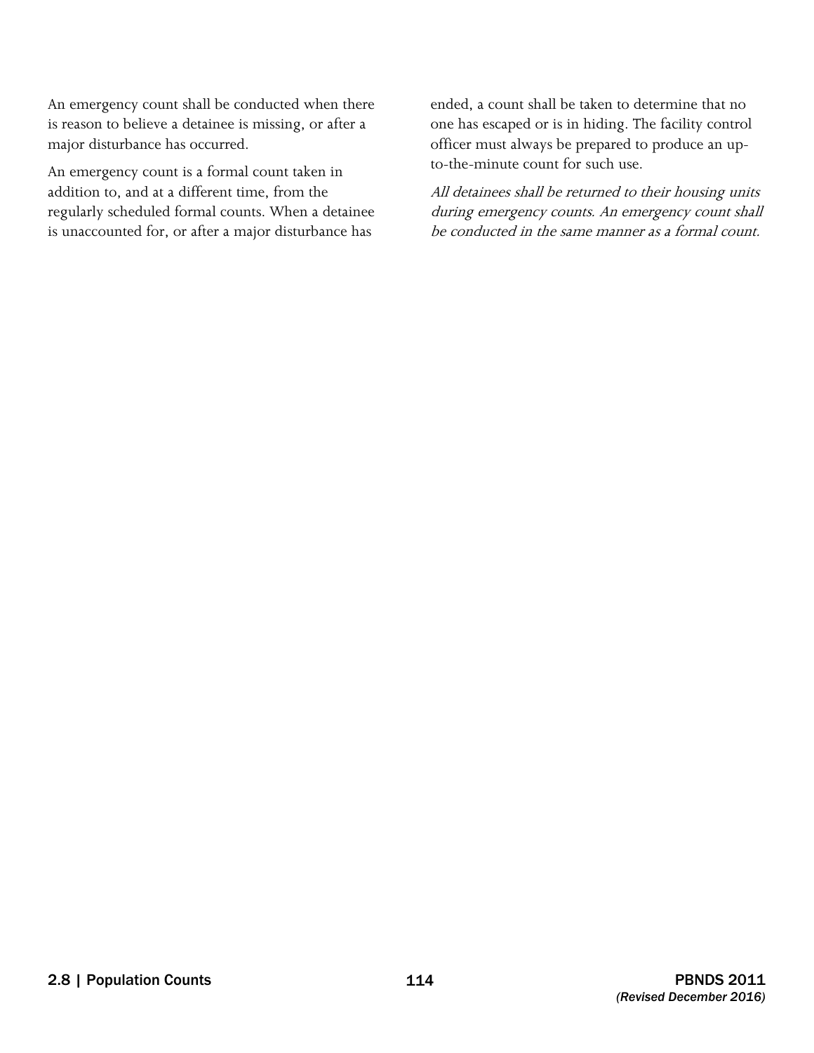An emergency count shall be conducted when there is reason to believe a detainee is missing, or after a major disturbance has occurred.

An emergency count is a formal count taken in addition to, and at a different time, from the regularly scheduled formal counts. When a detainee is unaccounted for, or after a major disturbance has ended, a count shall be taken to determine that no one has escaped or is in hiding. The facility control officer must always be prepared to produce an up-to-the-minute count for such use.

*All detainees shall be returned to their housing units during emergency counts. An emergency count shall be conducted in the same manner as a formal count.*